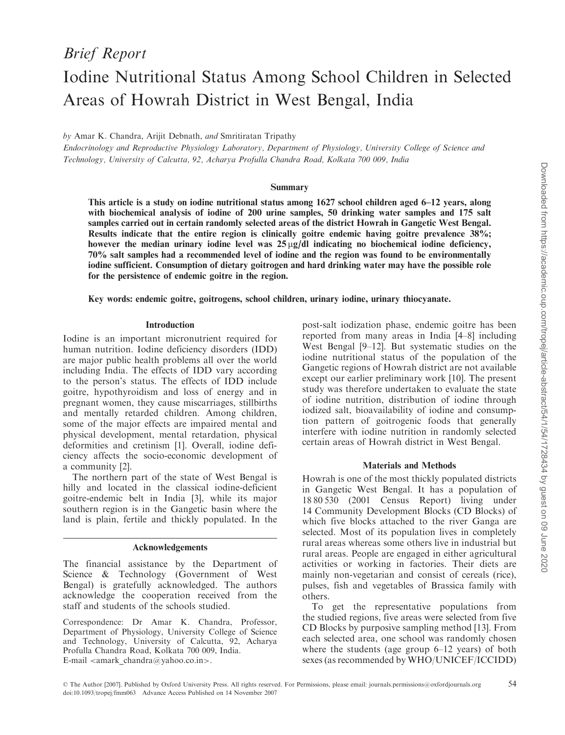*Brief Report*

# Iodine Nutritional Status Among School Children in Selected Areas of Howrah District in West Bengal, India

by Amar K. Chandra, Arijit Debnath, and Smritiratan Tripathy

*Endocrinology and Reproductive Physiology Laboratory, Department of Physiology, University College of Science and Technology, University of Calcutta, 92, Acharya Profulla Chandra Road, Kolkata 700 009, India*

## Summary

**This article is a study on iodine nutritional status among 1627 school children aged 6–12 years, along with biochemical analysis of iodine of 200 urine samples, 50 drinking water samples and 175 salt samples carried out in certain randomly selected areas of the district Howrah in Gangetic West Bengal. Results indicate that the entire region is clinically goitre endemic having goitre prevalence 38%; however the median urinary iodine level was 25 μg/dl indicating no biochemical iodine deficiency, 70% salt samples had a recommended level of iodine and the region was found to be environmentally iodine sufficient. Consumption of dietary goitrogen and hard drinking water may have the possible role for the persistence of endemic goitre in the region.**

**Key words: endemic goitre, goitrogens, school children, urinary iodine, urinary thiocyanate.**

## Introduction

Iodine is an important micronutrient required for human nutrition. Iodine deficiency disorders (IDD) are major public health problems all over the world including India. The effects of IDD vary according to the person's status. The effects of IDD include goitre, hypothyroidism and loss of energy and in pregnant women, they cause miscarriages, stillbirths and mentally retarded children. Among children, some of the major effects are impaired mental and physical development, mental retardation, physical deformities and cretinism [1]. Overall, iodine deficiency affects the socio-economic development of a community [2].

The northern part of the state of West Bengal is hilly and located in the classical iodine-deficient goitre-endemic belt in India [3], while its major southern region is in the Gangetic basin where the land is plain, fertile and thickly populated. In the post-salt iodization phase, endemic goitre has been reported from many areas in India [4–8] including West Bengal [9–12]. But systematic studies on the iodine nutritional status of the population of the Gangetic regions of Howrah district are not available except our earlier preliminary work [10]. The present study was therefore undertaken to evaluate the state of iodine nutrition, distribution of iodine through iodized salt, bioavailability of iodine and consumption pattern of goitrogenic foods that generally interfere with iodine nutrition in randomly selected certain areas of Howrah district in West Bengal.

### Acknowledgements

The financial assistance by the Department of Science & Technology (Government of West Bengal) is gratefully acknowledged. The authors acknowledge the cooperation received from the staff and students of the schools studied.

Correspondence: Dr Amar K. Chandra, Professor, Department of Physiology, University College of Science and Technology, University of Calcutta, 92, Acharya Profulla Chandra Road, Kolkata 700 009, India. E-mail <amark_chandra@yahoo.co.in>.

## Materials and Methods

Howrah is one of the most thickly populated districts in Gangetic West Bengal. It has a population of 18 80 530 (2001 Census Report) living under 14 Community Development Blocks (CD Blocks) of which five blocks attached to the river Ganga are selected. Most of its population lives in completely rural areas whereas some others live in industrial but rural areas. People are engaged in either agricultural activities or working in factories. Their diets are mainly non-vegetarian and consist of cereals (rice), pulses, fish and vegetables of Brassica family with others.

To get the representative populations from the studied regions, five areas were selected from five CD Blocks by purposive sampling method [13]. From each selected area, one school was randomly chosen where the students (age group 6–12 years) of both sexes (as recommended by WHO/UNICEF/ICCIDD)

© The Author [2007]. Published by Oxford University Press. All rights reserved. For Permissions, please email: journals.permissions@oxfordjournals.org
doi:10.1093/tropej/fmm063 Advance Access Published on 14 November 2007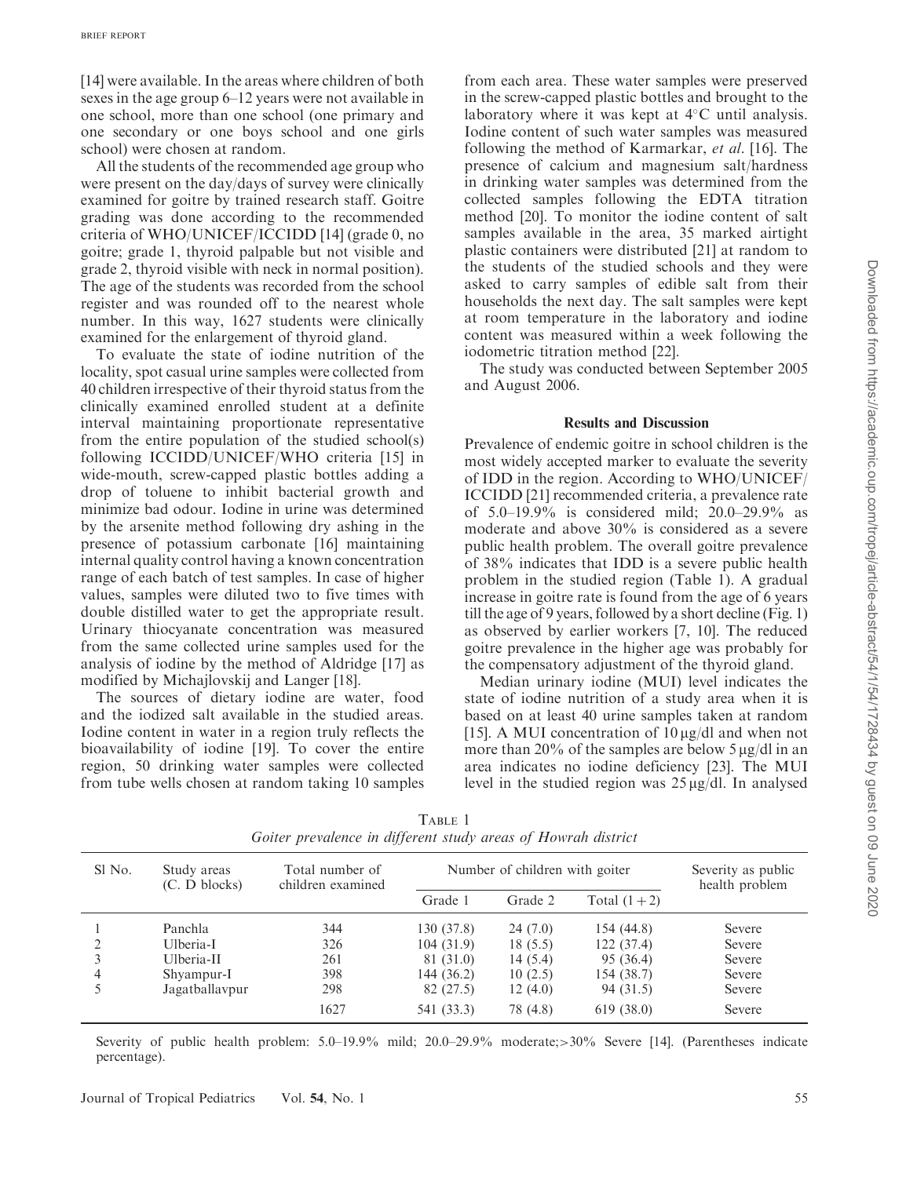[14] were available. In the areas where children of both sexes in the age group 6–12 years were not available in one school, more than one school (one primary and one secondary or one boys school and one girls school) were chosen at random.

All the students of the recommended age group who were present on the day/days of survey were clinically examined for goitre by trained research staff. Goitre grading was done according to the recommended criteria of WHO/UNICEF/ICCIDD [14] (grade 0, no goitre; grade 1, thyroid palpable but not visible and grade 2, thyroid visible with neck in normal position). The age of the students was recorded from the school register and was rounded off to the nearest whole number. In this way, 1627 students were clinically examined for the enlargement of thyroid gland.

To evaluate the state of iodine nutrition of the locality, spot casual urine samples were collected from 40 children irrespective of their thyroid status from the clinically examined enrolled student at a definite interval maintaining proportionate representative from the entire population of the studied school(s) following ICCIDD/UNICEF/WHO criteria [15] in wide-mouth, screw-capped plastic bottles adding a drop of toluene to inhibit bacterial growth and minimize bad odour. Iodine in urine was determined by the arsenite method following dry ashing in the presence of potassium carbonate [16] maintaining internal quality control having a known concentration range of each batch of test samples. In case of higher values, samples were diluted two to five times with double distilled water to get the appropriate result. Urinary thiocyanate concentration was measured from the same collected urine samples used for the analysis of iodine by the method of Aldridge [17] as modified by Michajlovskij and Langer [18].

The sources of dietary iodine are water, food and the iodized salt available in the studied areas. Iodine content in water in a region truly reflects the bioavailability of iodine [19]. To cover the entire region, 50 drinking water samples were collected from tube wells chosen at random taking 10 samples from each area. These water samples were preserved in the screw-capped plastic bottles and brought to the laboratory where it was kept at 4°C until analysis. Iodine content of such water samples was measured following the method of Karmarkar, *et al.* [16]. The presence of calcium and magnesium salt/hardness in drinking water samples was determined from the collected samples following the EDTA titration method [20]. To monitor the iodine content of salt samples available in the area, 35 marked airtight plastic containers were distributed [21] at random to the students of the studied schools and they were asked to carry samples of edible salt from their households the next day. The salt samples were kept at room temperature in the laboratory and iodine content was measured within a week following the iodometric titration method [22].

The study was conducted between September 2005 and August 2006.

## Results and Discussion

Prevalence of endemic goitre in school children is the most widely accepted marker to evaluate the severity of IDD in the region. According to WHO/UNICEF/ICCIDD [21] recommended criteria, a prevalence rate of 5.0–19.9% is considered mild; 20.0–29.9% as moderate and above 30% is considered as a severe public health problem. The overall goitre prevalence of 38% indicates that IDD is a severe public health problem in the studied region (Table 1). A gradual increase in goitre rate is found from the age of 6 years till the age of 9 years, followed by a short decline (Fig. 1) as observed by earlier workers [7, 10]. The reduced goitre prevalence in the higher age was probably for the compensatory adjustment of the thyroid gland.

Median urinary iodine (MUI) level indicates the state of iodine nutrition of a study area when it is based on at least 40 urine samples taken at random [15]. A MUI concentration of 10 μg/dl and when not more than 20% of the samples are below 5 μg/dl in an area indicates no iodine deficiency [23]. The MUI level in the studied region was 25 μg/dl. In analysed

TABLE 1
*Goiter prevalence in different study areas of Howrah district*

| Sl No. | Study areas (C. D blocks) | Total number of children examined | Number of children with goiter | | | Severity as public health problem |
|---|---|---|---|---|---|---|
| | | | Grade 1 | Grade 2 | Total (1 + 2) | |
| 1 | Panchla | 344 | 130 (37.8) | 24 (7.0) | 154 (44.8) | Severe |
| 2 | Ulberia-I | 326 | 104 (31.9) | 18 (5.5) | 122 (37.4) | Severe |
| 3 | Ulberia-II | 261 | 81 (31.0) | 14 (5.4) | 95 (36.4) | Severe |
| 4 | Shyampur-I | 398 | 144 (36.2) | 10 (2.5) | 154 (38.7) | Severe |
| 5 | Jagatballavpur | 298 | 82 (27.5) | 12 (4.0) | 94 (31.5) | Severe |
| | | 1627 | 541 (33.3) | 78 (4.8) | 619 (38.0) | Severe |

Severity of public health problem: 5.0–19.9% mild; 20.0–29.9% moderate; >30% Severe [14]. (Parentheses indicate percentage).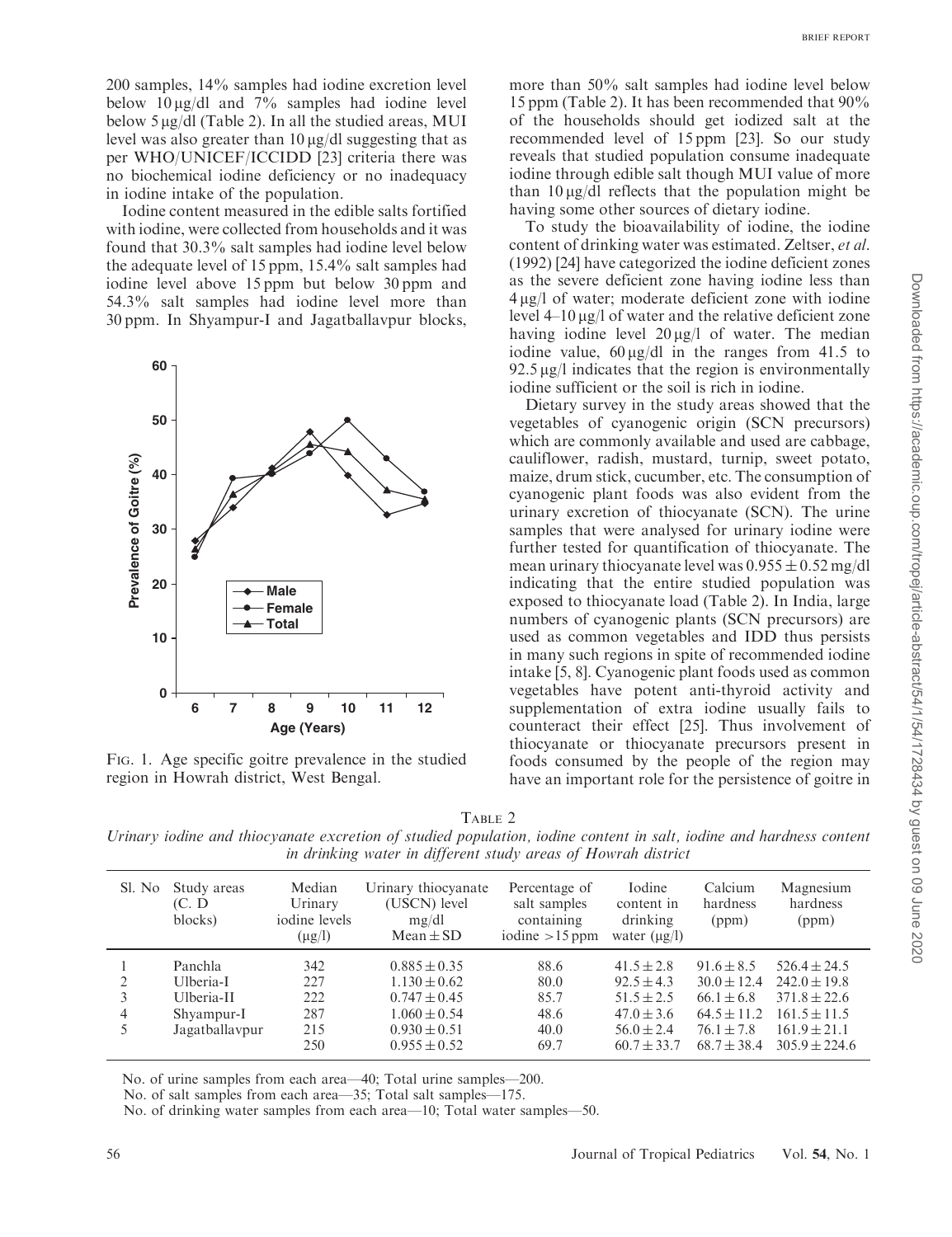200 samples, 14% samples had iodine excretion level below 10 μg/dl and 7% samples had iodine level below 5 μg/dl (Table 2). In all the studied areas, MUI level was also greater than 10 μg/dl suggesting that as per WHO/UNICEF/ICCIDD [23] criteria there was no biochemical iodine deficiency or no inadequacy in iodine intake of the population.

Iodine content measured in the edible salts fortified with iodine, were collected from households and it was found that 30.3% salt samples had iodine level below the adequate level of 15 ppm, 15.4% salt samples had iodine level above 15 ppm but below 30 ppm and 54.3% salt samples had iodine level more than 30 ppm. In Shyampur-I and Jagatballavpur blocks, more than 50% salt samples had iodine level below 15 ppm (Table 2). It has been recommended that 90% of the households should get iodized salt at the recommended level of 15 ppm [23]. So our study reveals that studied population consume inadequate iodine through edible salt though MUI value of more than 10 μg/dl reflects that the population might be having some other sources of dietary iodine.

FIG. 1. Age specific goitre prevalence in the studied region in Howrah district, West Bengal.

To study the bioavailability of iodine, the iodine content of drinking water was estimated. Zeltser, *et al.* (1992) [24] have categorized the iodine deficient zones as the severe deficient zone having iodine less than 4 μg/l of water; moderate deficient zone with iodine level 4–10 μg/l of water and the relative deficient zone having iodine level 20 μg/l of water. The median iodine value, 60 μg/dl in the ranges from 41.5 to 92.5 μg/l indicates that the region is environmentally iodine sufficient or the soil is rich in iodine.

Dietary survey in the study areas showed that the vegetables of cyanogenic origin (SCN precursors) which are commonly available and used are cabbage, cauliflower, radish, mustard, turnip, sweet potato, maize, drum stick, cucumber, etc. The consumption of cyanogenic plant foods was also evident from the urinary excretion of thiocyanate (SCN). The urine samples that were analysed for urinary iodine were further tested for quantification of thiocyanate. The mean urinary thiocyanate level was $0.955 \pm 0.52$ mg/dl indicating that the entire studied population was exposed to thiocyanate load (Table 2). In India, large numbers of cyanogenic plants (SCN precursors) are used as common vegetables and IDD thus persists in many such regions in spite of recommended iodine intake [5, 8]. Cyanogenic plant foods used as common vegetables have potent anti-thyroid activity and supplementation of extra iodine usually fails to counteract their effect [25]. Thus involvement of thiocyanate or thiocyanate precursors present in foods consumed by the people of the region may have an important role for the persistence of goitre in

TABLE 2

*Urinary iodine and thiocyanate excretion of studied population, iodine content in salt, iodine and hardness content in drinking water in different study areas of Howrah district*

| Sl. No | Study areas (C. D blocks) | Median Urinary iodine levels (μg/l) | Urinary thiocyanate (USCN) level mg/dl Mean ± SD | Percentage of salt samples containing iodine >15 ppm | Iodine content in drinking water (μg/l) | Calcium hardness (ppm) | Magnesium hardness (ppm) |
|---|---|---|---|---|---|---|---|
| 1 | Panchla | 342 | $0.885 \pm 0.35$ | 88.6 | $41.5 \pm 2.8$ | $91.6 \pm 8.5$ | $526.4 \pm 24.5$ |
| 2 | Ulberia-I | 227 | $1.130 \pm 0.62$ | 80.0 | $92.5 \pm 4.3$ | $30.0 \pm 12.4$ | $242.0 \pm 19.8$ |
| 3 | Ulberia-II | 222 | $0.747 \pm 0.45$ | 85.7 | $51.5 \pm 2.5$ | $66.1 \pm 6.8$ | $371.8 \pm 22.6$ |
| 4 | Shyampur-I | 287 | $1.060 \pm 0.54$ | 48.6 | $47.0 \pm 3.6$ | $64.5 \pm 11.2$ | $161.5 \pm 11.5$ |
| 5 | Jagatballavpur | 215 | $0.930 \pm 0.51$ | 40.0 | $56.0 \pm 2.4$ | $76.1 \pm 7.8$ | $161.9 \pm 21.1$ |
| | | 250 | $0.955 \pm 0.52$ | 69.7 | $60.7 \pm 33.7$ | $68.7 \pm 38.4$ | $305.9 \pm 224.6$ |

No. of urine samples from each area—40; Total urine samples—200.

No. of salt samples from each area—35; Total salt samples—175.

No. of drinking water samples from each area—10; Total water samples—50.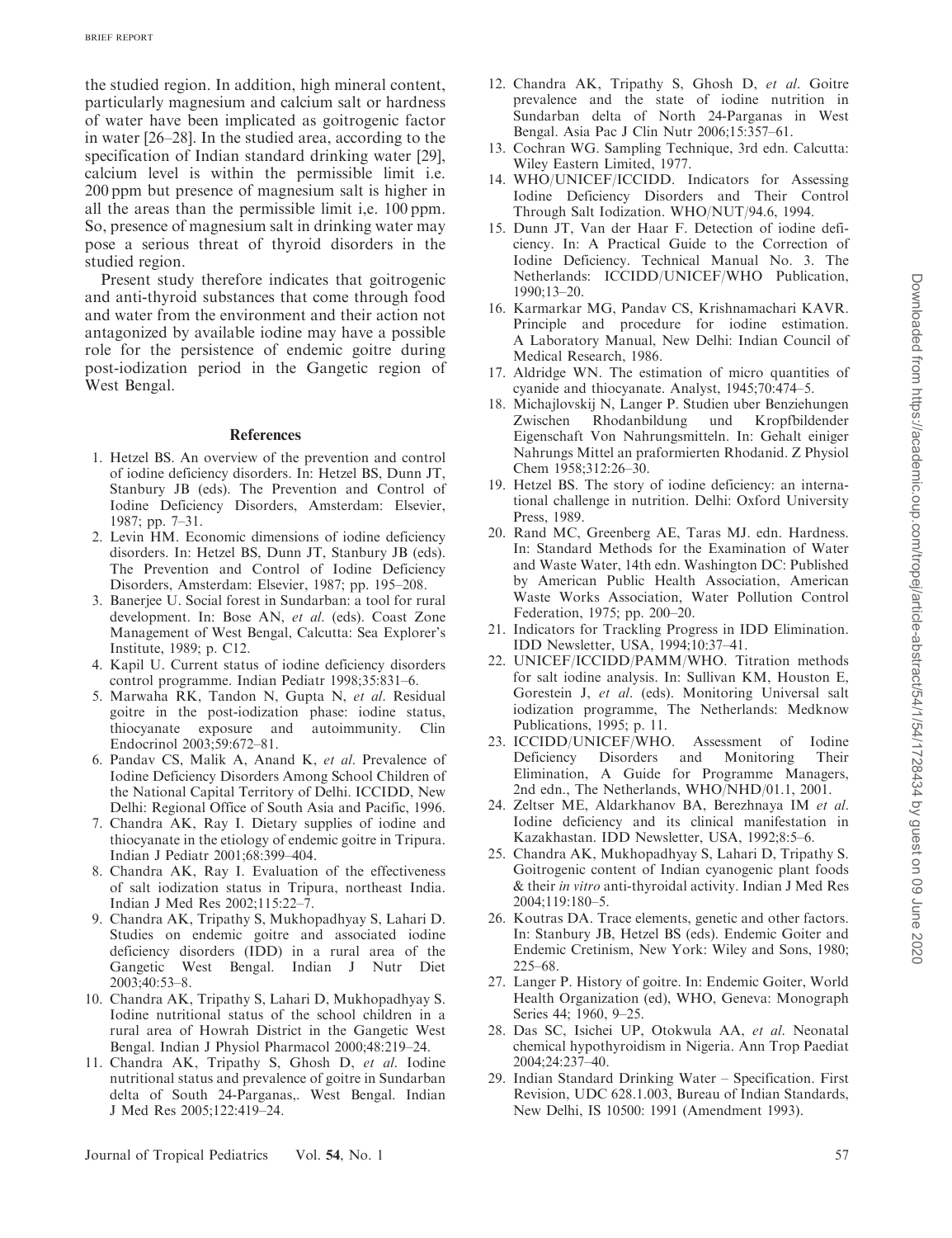the studied region. In addition, high mineral content, particularly magnesium and calcium salt or hardness of water have been implicated as goitrogenic factor in water [26–28]. In the studied area, according to the specification of Indian standard drinking water [29], calcium level is within the permissible limit i.e. 200 ppm but presence of magnesium salt is higher in all the areas than the permissible limit i,e. 100 ppm. So, presence of magnesium salt in drinking water may pose a serious threat of thyroid disorders in the studied region.

Present study therefore indicates that goitrogenic and anti-thyroid substances that come through food and water from the environment and their action not antagonized by available iodine may have a possible role for the persistence of endemic goitre during post-iodization period in the Gangetic region of West Bengal.

## References

1. Hetzel BS. An overview of the prevention and control of iodine deficiency disorders. In: Hetzel BS, Dunn JT, Stanbury JB (eds). The Prevention and Control of Iodine Deficiency Disorders, Amsterdam: Elsevier, 1987; pp. 7–31.
2. Levin HM. Economic dimensions of iodine deficiency disorders. In: Hetzel BS, Dunn JT, Stanbury JB (eds). The Prevention and Control of Iodine Deficiency Disorders, Amsterdam: Elsevier, 1987; pp. 195–208.
3. Banerjee U. Social forest in Sundarban: a tool for rural development. In: Bose AN, *et al*. (eds). Coast Zone Management of West Bengal, Calcutta: Sea Explorer's Institute, 1989; p. C12.
4. Kapil U. Current status of iodine deficiency disorders control programme. Indian Pediatr 1998;35:831–6.
5. Marwaha RK, Tandon N, Gupta N, *et al*. Residual goitre in the post-iodization phase: iodine status, thiocyanate exposure and autoimmunity. Clin Endocrinol 2003;59:672–81.
6. Pandav CS, Malik A, Anand K, *et al*. Prevalence of Iodine Deficiency Disorders Among School Children of the National Capital Territory of Delhi. ICCIDD, New Delhi: Regional Office of South Asia and Pacific, 1996.
7. Chandra AK, Ray I. Dietary supplies of iodine and thiocyanate in the etiology of endemic goitre in Tripura. Indian J Pediatr 2001;68:399–404.
8. Chandra AK, Ray I. Evaluation of the effectiveness of salt iodization status in Tripura, northeast India. Indian J Med Res 2002;115:22–7.
9. Chandra AK, Tripathy S, Mukhopadhyay S, Lahari D. Studies on endemic goitre and associated iodine deficiency disorders (IDD) in a rural area of the Gangetic West Bengal. Indian J Nutr Diet 2003;40:53–8.
10. Chandra AK, Tripathy S, Lahari D, Mukhopadhyay S. Iodine nutritional status of the school children in a rural area of Howrah District in the Gangetic West Bengal. Indian J Physiol Pharmacol 2000;48:219–24.
11. Chandra AK, Tripathy S, Ghosh D, *et al*. Iodine nutritional status and prevalence of goitre in Sundarban delta of South 24-Parganas,. West Bengal. Indian J Med Res 2005;122:419–24.
12. Chandra AK, Tripathy S, Ghosh D, *et al*. Goitre prevalence and the state of iodine nutrition in Sundarban delta of North 24-Parganas in West Bengal. Asia Pac J Clin Nutr 2006;15:357–61.
13. Cochran WG. Sampling Technique, 3rd edn. Calcutta: Wiley Eastern Limited, 1977.
14. WHO/UNICEF/ICCIDD. Indicators for Assessing Iodine Deficiency Disorders and Their Control Through Salt Iodization. WHO/NUT/94.6, 1994.
15. Dunn JT, Van der Haar F. Detection of iodine deficiency. In: A Practical Guide to the Correction of Iodine Deficiency. Technical Manual No. 3. The Netherlands: ICCIDD/UNICEF/WHO Publication, 1990;13–20.
16. Karmarkar MG, Pandav CS, Krishnamachari KAVR. Principle and procedure for iodine estimation. A Laboratory Manual, New Delhi: Indian Council of Medical Research, 1986.
17. Aldridge WN. The estimation of micro quantities of cyanide and thiocyanate. Analyst, 1945;70:474–5.
18. Michajlovskij N, Langer P. Studien uber Benziehungen Zwischen Rhodanbildung und Kropfbildender Eigenschaft Von Nahrungsmitteln. In: Gehalt einiger Nahrungs Mittel an praformierten Rhodanid. Z Physiol Chem 1958;312:26–30.
19. Hetzel BS. The story of iodine deficiency: an international challenge in nutrition. Delhi: Oxford University Press, 1989.
20. Rand MC, Greenberg AE, Taras MJ. edn. Hardness. In: Standard Methods for the Examination of Water and Waste Water, 14th edn. Washington DC: Published by American Public Health Association, American Waste Works Association, Water Pollution Control Federation, 1975; pp. 200–20.
21. Indicators for Trackling Progress in IDD Elimination. IDD Newsletter, USA, 1994;10:37–41.
22. UNICEF/ICCIDD/PAMM/WHO. Titration methods for salt iodine analysis. In: Sullivan KM, Houston E, Gorestein J, *et al*. (eds). Monitoring Universal salt iodization programme, The Netherlands: Medknow Publications, 1995; p. 11.
23. ICCIDD/UNICEF/WHO. Assessment of Iodine Deficiency Disorders and Monitoring Their Elimination, A Guide for Programme Managers, 2nd edn., The Netherlands, WHO/NHD/01.1, 2001.
24. Zeltser ME, Aldarkhanov BA, Berezhnaya IM *et al*. Iodine deficiency and its clinical manifestation in Kazakhastan. IDD Newsletter, USA, 1992;8:5–6.
25. Chandra AK, Mukhopadhyay S, Lahari D, Tripathy S. Goitrogenic content of Indian cyanogenic plant foods & their *in vitro* anti-thyroidal activity. Indian J Med Res 2004;119:180–5.
26. Koutras DA. Trace elements, genetic and other factors. In: Stanbury JB, Hetzel BS (eds). Endemic Goiter and Endemic Cretinism, New York: Wiley and Sons, 1980; 225–68.
27. Langer P. History of goitre. In: Endemic Goiter, World Health Organization (ed), WHO, Geneva: Monograph Series 44; 1960, 9–25.
28. Das SC, Isichei UP, Otokwula AA, *et al*. Neonatal chemical hypothyroidism in Nigeria. Ann Trop Paediat 2004;24:237–40.
29. Indian Standard Drinking Water – Specification. First Revision, UDC 628.1.003, Bureau of Indian Standards, New Delhi, IS 10500: 1991 (Amendment 1993).